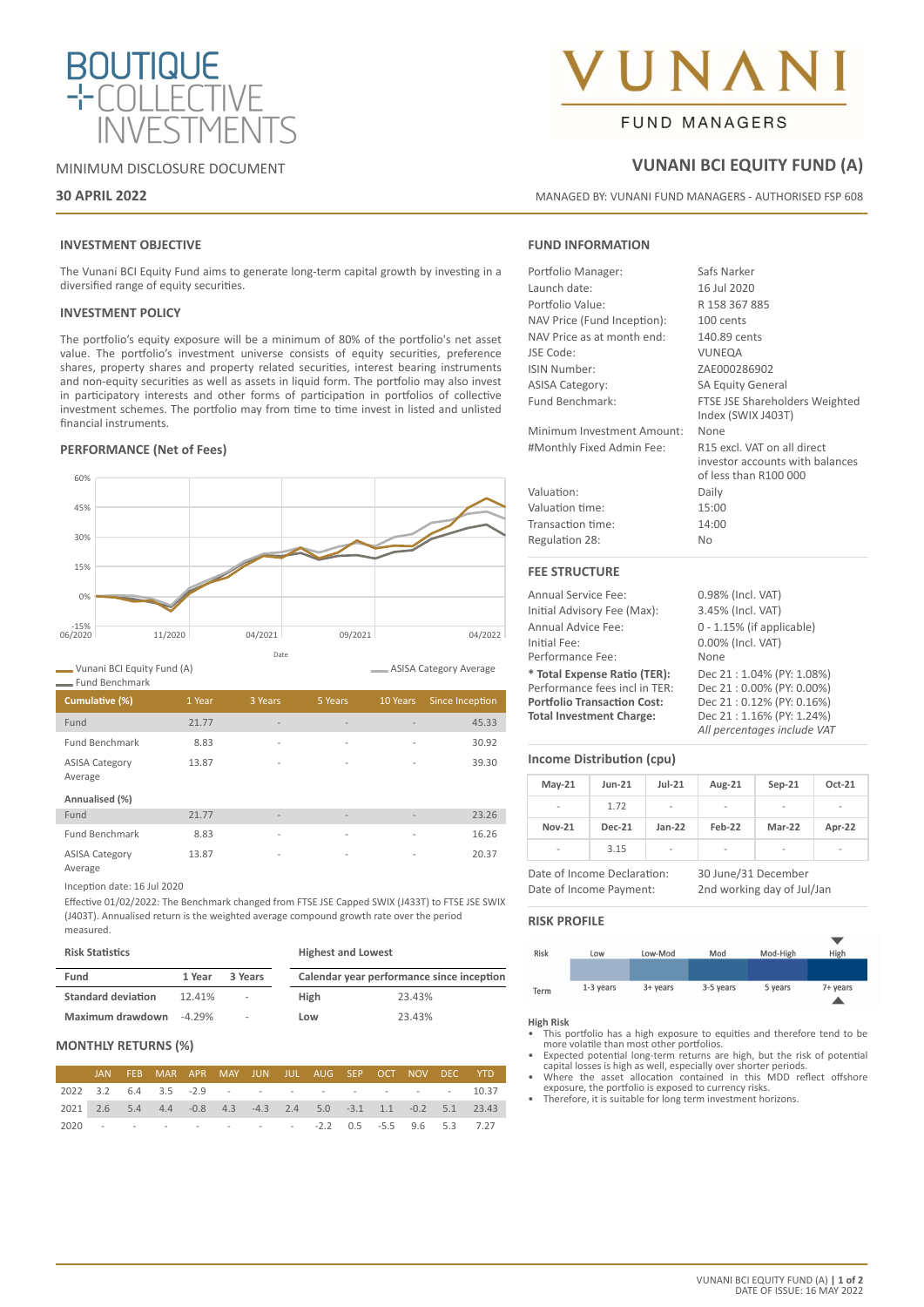# BOUTIQUE COLLECTIVE INVESTMENTS

# VUNANI FUND MANAGERS

MINIMUM DISCLOSURE DOCUMENT

**30 APRIL 2022**

## VUNANI BCI EQUITY FUND (A)

MANAGED BY: VUNANI FUND MANAGERS - AUTHORISED FSP 608

### INVESTMENT OBJECTIVE

The Vunani BCI Equity Fund aims to generate long-term capital growth by investing in a diversified range of equity securities.

### INVESTMENT POLICY

The portfolio's equity exposure will be a minimum of 80% of the portfolio's net asset value. The portfolio's investment universe consists of equity securities, preference shares, property shares and property related securities, interest bearing instruments and non-equity securities as well as assets in liquid form. The portfolio may also invest in participatory interests and other forms of participation in portfolios of collective investment schemes. The portfolio may from time to time invest in listed and unlisted financial instruments.

### PERFORMANCE (Net of Fees)

Vunani BCI Equity Fund (A) — ASISA Category Average — Fund Benchmark

| Cumulative (%) | 1 Year | 3 Years | 5 Years | 10 Years | Since Inception |
|---|---|---|---|---|---|
| Fund | 21.77 | - | - | - | 45.33 |
| Fund Benchmark | 8.83 | - | - | - | 30.92 |
| ASISA Category Average | 13.87 | - | - | - | 39.30 |
| **Annualised (%)** | | | | | |
| Fund | 21.77 | - | - | - | 23.26 |
| Fund Benchmark | 8.83 | - | - | - | 16.26 |
| ASISA Category Average | 13.87 | - | - | - | 20.37 |

Inception date: 16 Jul 2020

Effective 01/02/2022: The Benchmark changed from FTSE JSE Capped SWIX (J433T) to FTSE JSE SWIX (J403T). Annualised return is the weighted average compound growth rate over the period measured.

**Risk Statistics**

| Fund | 1 Year | 3 Years |
|---|---|---|
| Standard deviation | 12.41% | - |
| Maximum drawdown | -4.29% | - |

**Highest and Lowest**

| Calendar year performance since inception | |
|---|---|
| High | 23.43% |
| Low | 23.43% |

### MONTHLY RETURNS (%)

| | JAN | FEB | MAR | APR | MAY | JUN | JUL | AUG | SEP | OCT | NOV | DEC | YTD |
|---|---|---|---|---|---|---|---|---|---|---|---|---|---|
| 2022 | 3.2 | 6.4 | 3.5 | -2.9 | - | - | - | - | - | - | - | - | 10.37 |
| 2021 | 2.6 | 5.4 | 4.4 | -0.8 | 4.3 | -4.3 | 2.4 | 5.0 | -3.1 | 1.1 | -0.2 | 5.1 | 23.43 |
| 2020 | - | - | - | - | - | - | - | -2.2 | 0.5 | -5.5 | 9.6 | 5.3 | 7.27 |

### FUND INFORMATION

| | |
|---|---|
| Portfolio Manager: | Safs Narker |
| Launch date: | 16 Jul 2020 |
| Portfolio Value: | R 158 367 885 |
| NAV Price (Fund Inception): | 100 cents |
| NAV Price as at month end: | 140.89 cents |
| JSE Code: | VUNEQA |
| ISIN Number: | ZAE000286902 |
| ASISA Category: | SA Equity General |
| Fund Benchmark: | FTSE JSE Shareholders Weighted Index (SWIX J403T) |
| Minimum Investment Amount: | None |
| #Monthly Fixed Admin Fee: | R15 excl. VAT on all direct investor accounts with balances of less than R100 000 |
| Valuation: | Daily |
| Valuation time: | 15:00 |
| Transaction time: | 14:00 |
| Regulation 28: | No |

### FEE STRUCTURE

| | |
|---|---|
| Annual Service Fee: | 0.98% (Incl. VAT) |
| Initial Advisory Fee (Max): | 3.45% (Incl. VAT) |
| Annual Advice Fee: | 0 - 1.15% (if applicable) |
| Initial Fee: | 0.00% (Incl. VAT) |
| Performance Fee: | None |
| **\* Total Expense Ratio (TER):** | Dec 21 : 1.04% (PY: 1.08%) |
| Performance fees incl in TER: | Dec 21 : 0.00% (PY: 0.00%) |
| **Portfolio Transaction Cost:** | Dec 21 : 0.12% (PY: 0.16%) |
| **Total Investment Charge:** | Dec 21 : 1.16% (PY: 1.24%) |

*All percentages include VAT*

### Income Distribution (cpu)

| May-21 | Jun-21 | Jul-21 | Aug-21 | Sep-21 | Oct-21 |
|---|---|---|---|---|---|
| - | 1.72 | - | - | - | - |
| **Nov-21** | **Dec-21** | **Jan-22** | **Feb-22** | **Mar-22** | **Apr-22** |
| - | 3.15 | - | - | - | - |

| | |
|---|---|
| Date of Income Declaration: | 30 June/31 December |
| Date of Income Payment: | 2nd working day of Jul/Jan |

### RISK PROFILE

| Risk | Low | Low-Mod | Mod | Mod-High | High |
|---|---|---|---|---|---|
| Term | 1-3 years | 3+ years | 3-5 years | 5 years | 7+ years |

**High Risk**

- This portfolio has a high exposure to equities and therefore tend to be more volatile than most other portfolios.
- Expected potential long-term returns are high, but the risk of potential capital losses is high as well, especially over shorter periods.
- Where the asset allocation contained in this MDD reflect offshore exposure, the portfolio is exposed to currency risks.
- Therefore, it is suitable for long term investment horizons.

DATE OF ISSUE: 16 MAY 2022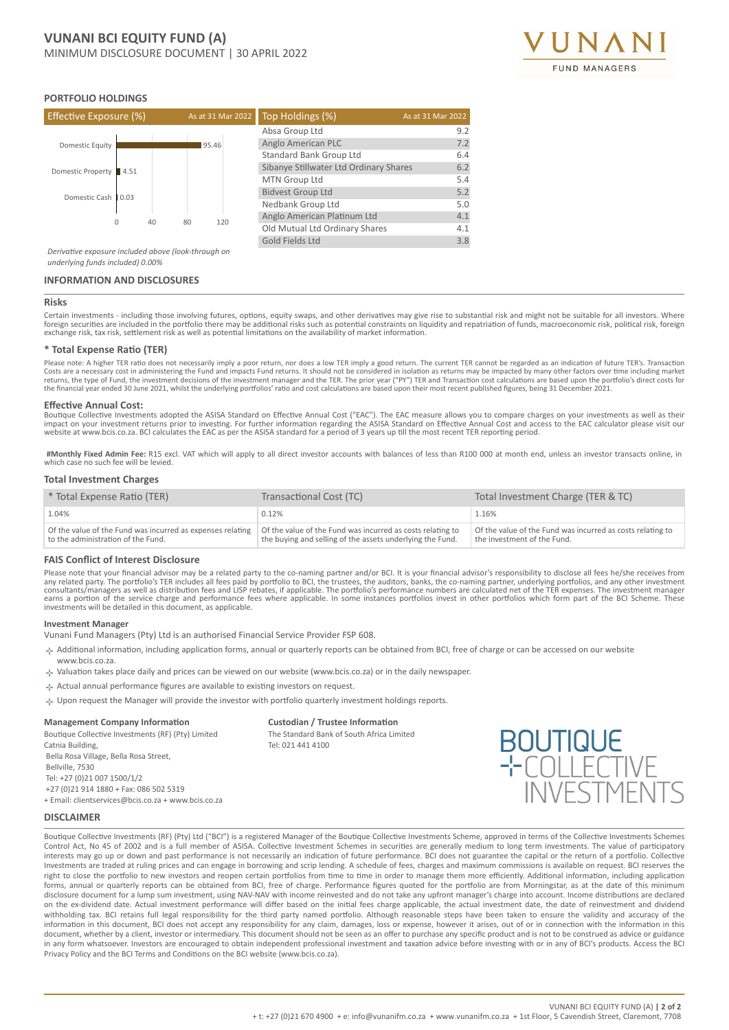# VUNANI BCI EQUITY FUND (A)

MINIMUM DISCLOSURE DOCUMENT | 30 APRIL 2022

## PORTFOLIO HOLDINGS

Effective Exposure (%) As at 31 Mar 2022

Domestic Equity 95.46
Domestic Property 4.51
Domestic Cash 0.03
0 40 80 120

| Top Holdings (%) | As at 31 Mar 2022 |
|---|---|
| Absa Group Ltd | 9.2 |
| Anglo American PLC | 7.2 |
| Standard Bank Group Ltd | 6.4 |
| Sibanye Stillwater Ltd Ordinary Shares | 6.2 |
| MTN Group Ltd | 5.4 |
| Bidvest Group Ltd | 5.2 |
| Nedbank Group Ltd | 5.0 |
| Anglo American Platinum Ltd | 4.1 |
| Old Mutual Ltd Ordinary Shares | 4.1 |
| Gold Fields Ltd | 3.8 |

*Derivative exposure included above (look-through on underlying funds included) 0.00%*

## INFORMATION AND DISCLOSURES

### Risks

Certain investments - including those involving futures, options, equity swaps, and other derivatives may give rise to substantial risk and might not be suitable for all investors. Where foreign securities are included in the portfolio there may be additional risks such as potential constraints on liquidity and repatriation of funds, macroeconomic risk, political risk, foreign exchange risk, tax risk, settlement risk as well as potential limitations on the availability of market information.

### * Total Expense Ratio (TER)

Please note: A higher TER ratio does not necessarily imply a poor return, nor does a low TER imply a good return. The current TER cannot be regarded as an indication of future TER's. Transaction Costs are a necessary cost in administering the Fund and impacts Fund returns. It should not be considered in isolation as returns may be impacted by many other factors over time including market returns, the type of Fund, the investment decisions of the investment manager and the TER. The prior year ("PY") TER and Transaction cost calculations are based upon the portfolio's direct costs for the financial year ended 30 June 2021, whilst the underlying portfolios' ratio and cost calculations are based upon their most recent published figures, being 31 December 2021.

### Effective Annual Cost:

Boutique Collective Investments adopted the ASISA Standard on Effective Annual Cost ("EAC"). The EAC measure allows you to compare charges on your investments as well as their impact on your investment returns prior to investing. For further information regarding the ASISA Standard on Effective Annual Cost and access to the EAC calculator please visit our website at www.bcis.co.za. BCI calculates the EAC as per the ASISA standard for a period of 3 years up till the most recent TER reporting period.

**#Monthly Fixed Admin Fee:** R15 excl. VAT which will apply to all direct investor accounts with balances of less than R100 000 at month end, unless an investor transacts online, in which case no such fee will be levied.

### Total Investment Charges

| * Total Expense Ratio (TER) | Transactional Cost (TC) | Total Investment Charge (TER & TC) |
|---|---|---|
| 1.04% | 0.12% | 1.16% |
| Of the value of the Fund was incurred as expenses relating to the administration of the Fund. | Of the value of the Fund was incurred as costs relating to the buying and selling of the assets underlying the Fund. | Of the value of the Fund was incurred as costs relating to the investment of the Fund. |

### FAIS Conflict of Interest Disclosure

Please note that your financial advisor may be a related party to the co-naming partner and/or BCI. It is your financial advisor's responsibility to disclose all fees he/she receives from any related party. The portfolio's TER includes all fees paid by portfolio to BCI, the trustees, the auditors, banks, the co-naming partner, underlying portfolios, and any other investment consultants/managers as well as distribution fees and LISP rebates, if applicable. The portfolio's performance numbers are calculated net of the TER expenses. The investment manager earns a portion of the service charge and performance fees where applicable. In some instances portfolios invest in other portfolios which form part of the BCI Scheme. These investments will be detailed in this document, as applicable.

### Investment Manager

Vunani Fund Managers (Pty) Ltd is an authorised Financial Service Provider FSP 608.

- Additional information, including application forms, annual or quarterly reports can be obtained from BCI, free of charge or can be accessed on our website www.bcis.co.za.
- Valuation takes place daily and prices can be viewed on our website (www.bcis.co.za) or in the daily newspaper.
- Actual annual performance figures are available to existing investors on request.
- Upon request the Manager will provide the investor with portfolio quarterly investment holdings reports.

### Management Company Information

Boutique Collective Investments (RF) (Pty) Limited
Catnia Building,
Bella Rosa Village, Bella Rosa Street,
Bellville, 7530
Tel: +27 (0)21 007 1500/1/2
+27 (0)21 914 1880 + Fax: 086 502 5319
+ Email: clientservices@bcis.co.za + www.bcis.co.za

### Custodian / Trustee Information

The Standard Bank of South Africa Limited
Tel: 021 441 4100

## DISCLAIMER

Boutique Collective Investments (RF) (Pty) Ltd ("BCI") is a registered Manager of the Boutique Collective Investments Scheme, approved in terms of the Collective Investments Schemes Control Act, No 45 of 2002 and is a full member of ASISA. Collective Investment Schemes in securities are generally medium to long term investments. The value of participatory interests may go up or down and past performance is not necessarily an indication of future performance. BCI does not guarantee the capital or the return of a portfolio. Collective Investments are traded at ruling prices and can engage in borrowing and scrip lending. A schedule of fees, charges and maximum commissions is available on request. BCI reserves the right to close the portfolio to new investors and reopen certain portfolios from time to time in order to manage them more efficiently. Additional information, including application forms, annual or quarterly reports can be obtained from BCI, free of charge. Performance figures quoted for the portfolio are from Morningstar, as at the date of this minimum disclosure document for a lump sum investment, using NAV-NAV with income reinvested and do not take any upfront manager's charge into account. Income distributions are declared on the ex-dividend date. Actual investment performance will differ based on the initial fees charge applicable, the actual investment date, the date of reinvestment and dividend withholding tax. BCI retains full legal responsibility for the third party named portfolio. Although reasonable steps have been taken to ensure the validity and accuracy of the information in this document, BCI does not accept any responsibility for any claim, damages, loss or expense, however it arises, out of or in connection with the information in this document, whether by a client, investor or intermediary. This document should not be seen as an offer to purchase any specific product and is not to be construed as advice or guidance in any form whatsoever. Investors are encouraged to obtain independent professional investment and taxation advice before investing with or in any of BCI's products. Access the BCI Privacy Policy and the BCI Terms and Conditions on the BCI website (www.bcis.co.za).

+ t: +27 (0)21 670 4900 + e: info@vunanifm.co.za + www.vunanifm.co.za + 1st Floor, 5 Cavendish Street, Claremont, 7708